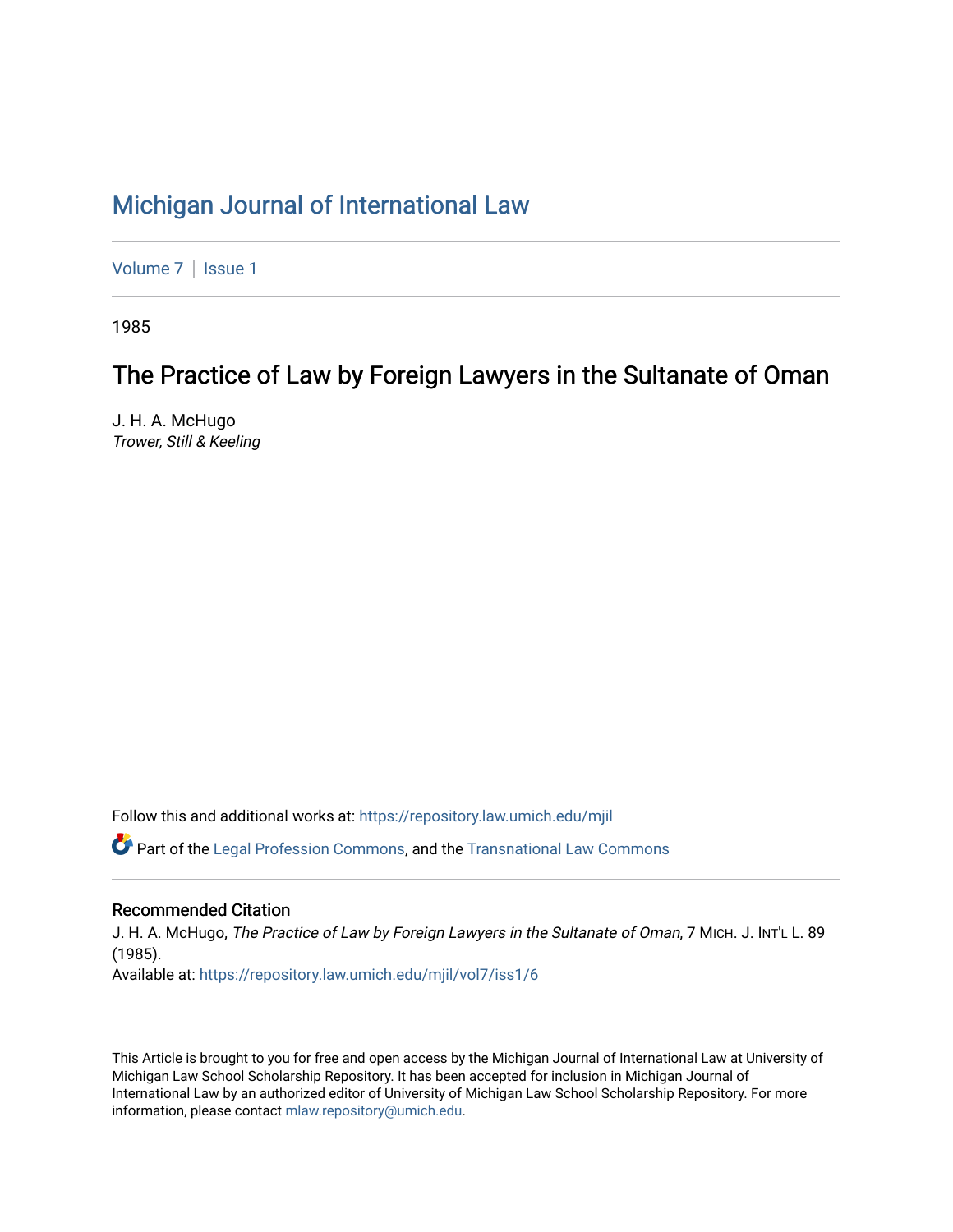# Michigan Journal of International Law

Volume 7 | Issue 1

1985

## The Practice of Law by Foreign Lawyers in the Sultanate of Oman

J. H. A. McHugo
*Trower, Still & Keeling*

Follow this and additional works at: https://repository.law.umich.edu/mjil

Part of the Legal Profession Commons, and the Transnational Law Commons

### Recommended Citation

J. H. A. McHugo, *The Practice of Law by Foreign Lawyers in the Sultanate of Oman*, 7 MICH. J. INT'L L. 89 (1985).
Available at: https://repository.law.umich.edu/mjil/vol7/iss1/6

This Article is brought to you for free and open access by the Michigan Journal of International Law at University of Michigan Law School Scholarship Repository. It has been accepted for inclusion in Michigan Journal of International Law by an authorized editor of University of Michigan Law School Scholarship Repository. For more information, please contact mlaw.repository@umich.edu.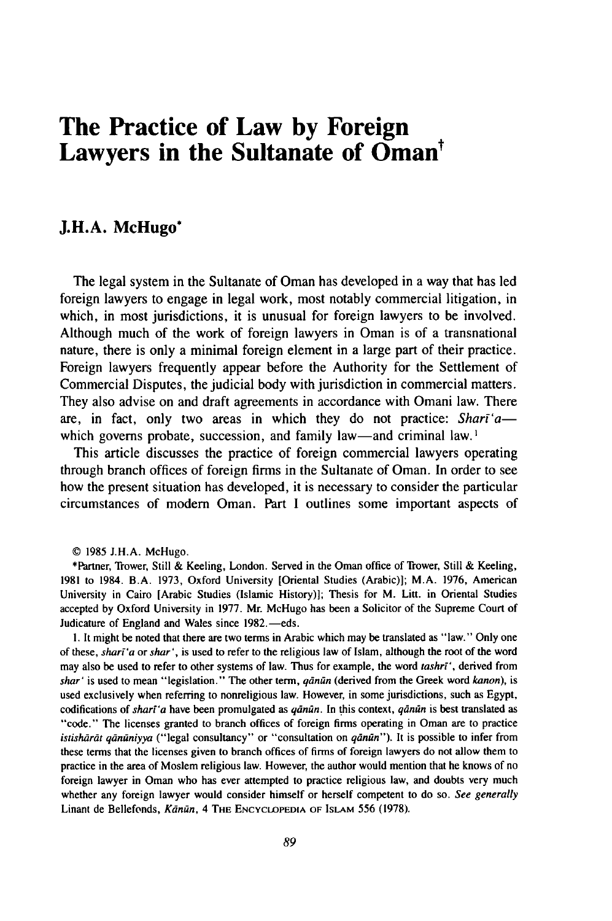# The Practice of Law by Foreign Lawyers in the Sultanate of Oman†

## J.H.A. McHugo*

The legal system in the Sultanate of Oman has developed in a way that has led foreign lawyers to engage in legal work, most notably commercial litigation, in which, in most jurisdictions, it is unusual for foreign lawyers to be involved. Although much of the work of foreign lawyers in Oman is of a transnational nature, there is only a minimal foreign element in a large part of their practice. Foreign lawyers frequently appear before the Authority for the Settlement of Commercial Disputes, the judicial body with jurisdiction in commercial matters. They also advise on and draft agreements in accordance with Omani law. There are, in fact, only two areas in which they do not practice: *Sharī'a*—which governs probate, succession, and family law—and criminal law.[1]

This article discusses the practice of foreign commercial lawyers operating through branch offices of foreign firms in the Sultanate of Oman. In order to see how the present situation has developed, it is necessary to consider the particular circumstances of modern Oman. Part I outlines some important aspects of

---

© 1985 J.H.A. McHugo.

*Partner, Trower, Still & Keeling, London. Served in the Oman office of Trower, Still & Keeling, 1981 to 1984. B.A. 1973, Oxford University [Oriental Studies (Arabic)]; M.A. 1976, American University in Cairo [Arabic Studies (Islamic History)]; Thesis for M. Litt. in Oriental Studies accepted by Oxford University in 1977. Mr. McHugo has been a Solicitor of the Supreme Court of Judicature of England and Wales since 1982.—eds.

1. It might be noted that there are two terms in Arabic which may be translated as "law." Only one of these, *sharī'a* or *shar'*, is used to refer to the religious law of Islam, although the root of the word may also be used to refer to other systems of law. Thus for example, the word *tashrī'*, derived from *shar'* is used to mean "legislation." The other term, *qānūn* (derived from the Greek word *kanon*), is used exclusively when referring to nonreligious law. However, in some jurisdictions, such as Egypt, codifications of *sharī'a* have been promulgated as *qānūn*. In this context, *qānūn* is best translated as "code." The licenses granted to branch offices of foreign firms operating in Oman are to practice *istishārāt qānūniyya* ("legal consultancy" or "consultation on *qānūn*"). It is possible to infer from these terms that the licenses given to branch offices of firms of foreign lawyers do not allow them to practice in the area of Moslem religious law. However, the author would mention that he knows of no foreign lawyer in Oman who has ever attempted to practice religious law, and doubts very much whether any foreign lawyer would consider himself or herself competent to do so. *See generally* Linant de Bellefonds, *Kānūn*, 4 THE ENCYCLOPEDIA OF ISLAM 556 (1978).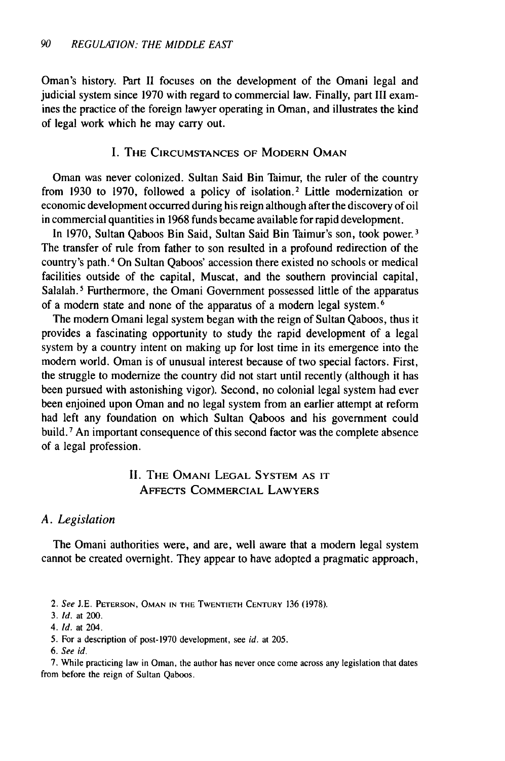Oman's history. Part II focuses on the development of the Omani legal and judicial system since 1970 with regard to commercial law. Finally, part III examines the practice of the foreign lawyer operating in Oman, and illustrates the kind of legal work which he may carry out.

## I. The Circumstances of Modern Oman

Oman was never colonized. Sultan Said Bin Taimur, the ruler of the country from 1930 to 1970, followed a policy of isolation.[2] Little modernization or economic development occurred during his reign although after the discovery of oil in commercial quantities in 1968 funds became available for rapid development.

In 1970, Sultan Qaboos Bin Said, Sultan Said Bin Taimur's son, took power.[3] The transfer of rule from father to son resulted in a profound redirection of the country's path.[4] On Sultan Qaboos' accession there existed no schools or medical facilities outside of the capital, Muscat, and the southern provincial capital, Salalah.[5] Furthermore, the Omani Government possessed little of the apparatus of a modern state and none of the apparatus of a modern legal system.[6]

The modern Omani legal system began with the reign of Sultan Qaboos, thus it provides a fascinating opportunity to study the rapid development of a legal system by a country intent on making up for lost time in its emergence into the modern world. Oman is of unusual interest because of two special factors. First, the struggle to modernize the country did not start until recently (although it has been pursued with astonishing vigor). Second, no colonial legal system had ever been enjoined upon Oman and no legal system from an earlier attempt at reform had left any foundation on which Sultan Qaboos and his government could build.[7] An important consequence of this second factor was the complete absence of a legal profession.

## II. The Omani Legal System as it Affects Commercial Lawyers

### A. *Legislation*

The Omani authorities were, and are, well aware that a modern legal system cannot be created overnight. They appear to have adopted a pragmatic approach,

---

2. *See* J.E. Peterson, Oman in the Twentieth Century 136 (1978).

3. *Id.* at 200.

4. *Id.* at 204.

5. For a description of post-1970 development, see *id.* at 205.

6. *See id.*

7. While practicing law in Oman, the author has never once come across any legislation that dates from before the reign of Sultan Qaboos.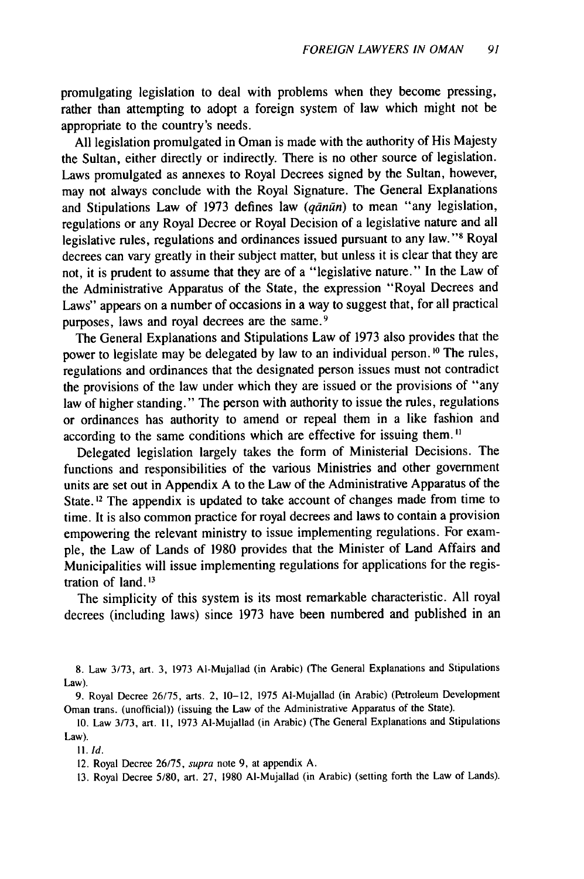promulgating legislation to deal with problems when they become pressing, rather than attempting to adopt a foreign system of law which might not be appropriate to the country's needs.

All legislation promulgated in Oman is made with the authority of His Majesty the Sultan, either directly or indirectly. There is no other source of legislation. Laws promulgated as annexes to Royal Decrees signed by the Sultan, however, may not always conclude with the Royal Signature. The General Explanations and Stipulations Law of 1973 defines law (*qānūn*) to mean "any legislation, regulations or any Royal Decree or Royal Decision of a legislative nature and all legislative rules, regulations and ordinances issued pursuant to any law."[8] Royal decrees can vary greatly in their subject matter, but unless it is clear that they are not, it is prudent to assume that they are of a "legislative nature." In the Law of the Administrative Apparatus of the State, the expression "Royal Decrees and Laws" appears on a number of occasions in a way to suggest that, for all practical purposes, laws and royal decrees are the same.[9]

The General Explanations and Stipulations Law of 1973 also provides that the power to legislate may be delegated by law to an individual person.[10] The rules, regulations and ordinances that the designated person issues must not contradict the provisions of the law under which they are issued or the provisions of "any law of higher standing." The person with authority to issue the rules, regulations or ordinances has authority to amend or repeal them in a like fashion and according to the same conditions which are effective for issuing them.[11]

Delegated legislation largely takes the form of Ministerial Decisions. The functions and responsibilities of the various Ministries and other government units are set out in Appendix A to the Law of the Administrative Apparatus of the State.[12] The appendix is updated to take account of changes made from time to time. It is also common practice for royal decrees and laws to contain a provision empowering the relevant ministry to issue implementing regulations. For example, the Law of Lands of 1980 provides that the Minister of Land Affairs and Municipalities will issue implementing regulations for applications for the registration of land.[13]

The simplicity of this system is its most remarkable characteristic. All royal decrees (including laws) since 1973 have been numbered and published in an

8. Law 3/73, art. 3, 1973 Al-Mujallad (in Arabic) (The General Explanations and Stipulations Law).

9. Royal Decree 26/75, arts. 2, 10–12, 1975 Al-Mujallad (in Arabic) (Petroleum Development Oman trans. (unofficial)) (issuing the Law of the Administrative Apparatus of the State).

10. Law 3/73, art. 11, 1973 Al-Mujallad (in Arabic) (The General Explanations and Stipulations Law).

11. *Id.*

12. Royal Decree 26/75, *supra* note 9, at appendix A.

13. Royal Decree 5/80, art. 27, 1980 Al-Mujallad (in Arabic) (setting forth the Law of Lands).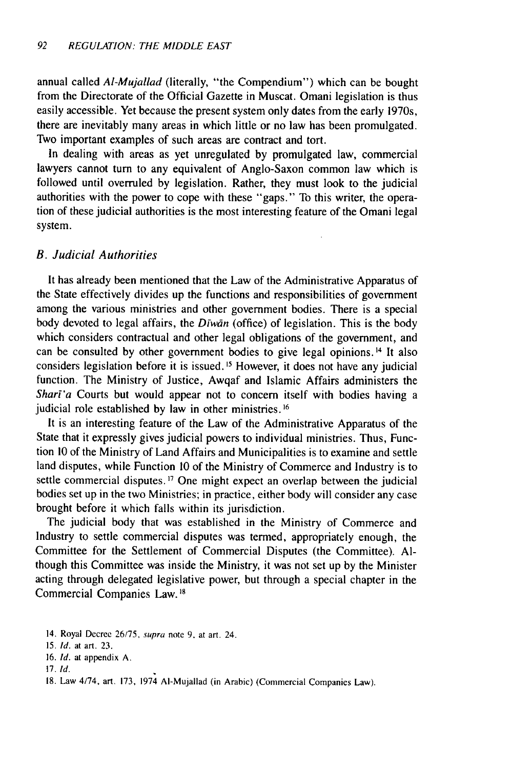annual called *Al-Mujallad* (literally, "the Compendium") which can be bought from the Directorate of the Official Gazette in Muscat. Omani legislation is thus easily accessible. Yet because the present system only dates from the early 1970s, there are inevitably many areas in which little or no law has been promulgated. Two important examples of such areas are contract and tort.

In dealing with areas as yet unregulated by promulgated law, commercial lawyers cannot turn to any equivalent of Anglo-Saxon common law which is followed until overruled by legislation. Rather, they must look to the judicial authorities with the power to cope with these "gaps." To this writer, the operation of these judicial authorities is the most interesting feature of the Omani legal system.

### *B. Judicial Authorities*

It has already been mentioned that the Law of the Administrative Apparatus of the State effectively divides up the functions and responsibilities of government among the various ministries and other government bodies. There is a special body devoted to legal affairs, the *Dīwān* (office) of legislation. This is the body which considers contractual and other legal obligations of the government, and can be consulted by other government bodies to give legal opinions.[14] It also considers legislation before it is issued.[15] However, it does not have any judicial function. The Ministry of Justice, Awqaf and Islamic Affairs administers the *Sharī'a* Courts but would appear not to concern itself with bodies having a judicial role established by law in other ministries.[16]

It is an interesting feature of the Law of the Administrative Apparatus of the State that it expressly gives judicial powers to individual ministries. Thus, Function 10 of the Ministry of Land Affairs and Municipalities is to examine and settle land disputes, while Function 10 of the Ministry of Commerce and Industry is to settle commercial disputes.[17] One might expect an overlap between the judicial bodies set up in the two Ministries; in practice, either body will consider any case brought before it which falls within its jurisdiction.

The judicial body that was established in the Ministry of Commerce and Industry to settle commercial disputes was termed, appropriately enough, the Committee for the Settlement of Commercial Disputes (the Committee). Although this Committee was inside the Ministry, it was not set up by the Minister acting through delegated legislative power, but through a special chapter in the Commercial Companies Law.[18]

14. Royal Decree 26/75, *supra* note 9, at art. 24.

15. *Id.* at art. 23.

16. *Id.* at appendix A.

17. *Id.*

18. Law 4/74, art. 173, 1974 Al-Mujallad (in Arabic) (Commercial Companies Law).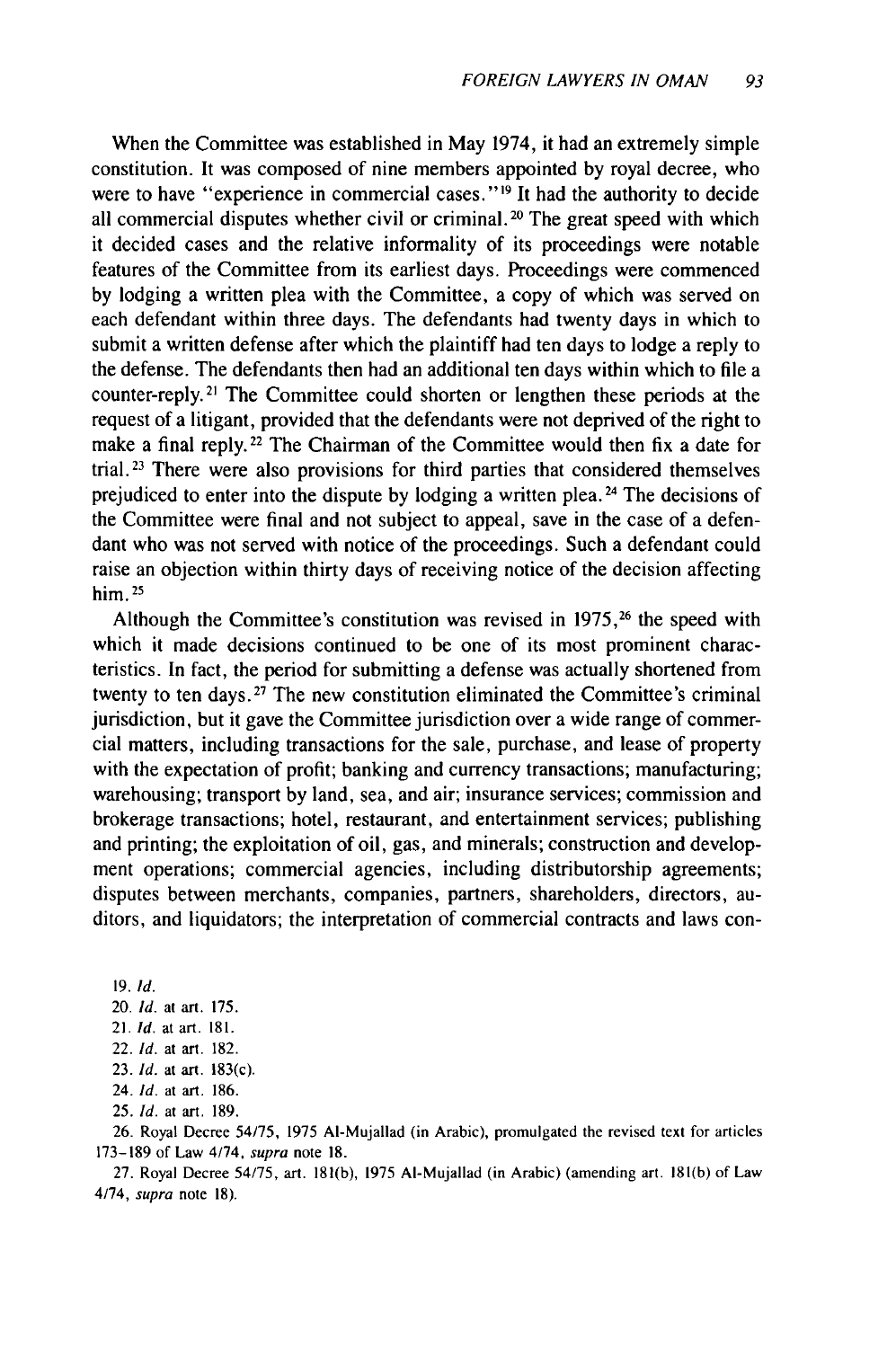When the Committee was established in May 1974, it had an extremely simple constitution. It was composed of nine members appointed by royal decree, who were to have "experience in commercial cases."[19] It had the authority to decide all commercial disputes whether civil or criminal.[20] The great speed with which it decided cases and the relative informality of its proceedings were notable features of the Committee from its earliest days. Proceedings were commenced by lodging a written plea with the Committee, a copy of which was served on each defendant within three days. The defendants had twenty days in which to submit a written defense after which the plaintiff had ten days to lodge a reply to the defense. The defendants then had an additional ten days within which to file a counter-reply.[21] The Committee could shorten or lengthen these periods at the request of a litigant, provided that the defendants were not deprived of the right to make a final reply.[22] The Chairman of the Committee would then fix a date for trial.[23] There were also provisions for third parties that considered themselves prejudiced to enter into the dispute by lodging a written plea.[24] The decisions of the Committee were final and not subject to appeal, save in the case of a defendant who was not served with notice of the proceedings. Such a defendant could raise an objection within thirty days of receiving notice of the decision affecting him.[25]

Although the Committee's constitution was revised in 1975,[26] the speed with which it made decisions continued to be one of its most prominent characteristics. In fact, the period for submitting a defense was actually shortened from twenty to ten days.[27] The new constitution eliminated the Committee's criminal jurisdiction, but it gave the Committee jurisdiction over a wide range of commercial matters, including transactions for the sale, purchase, and lease of property with the expectation of profit; banking and currency transactions; manufacturing; warehousing; transport by land, sea, and air; insurance services; commission and brokerage transactions; hotel, restaurant, and entertainment services; publishing and printing; the exploitation of oil, gas, and minerals; construction and development operations; commercial agencies, including distributorship agreements; disputes between merchants, companies, partners, shareholders, directors, auditors, and liquidators; the interpretation of commercial contracts and laws con-

19. *Id.*

20. *Id.* at art. 175.

21. *Id.* at art. 181.

22. *Id.* at art. 182.

23. *Id.* at art. 183(c).

24. *Id.* at art. 186.

25. *Id.* at art. 189.

26. Royal Decree 54/75, 1975 Al-Mujallad (in Arabic), promulgated the revised text for articles 173–189 of Law 4/74, *supra* note 18.

27. Royal Decree 54/75, art. 181(b), 1975 Al-Mujallad (in Arabic) (amending art. 181(b) of Law 4/74, *supra* note 18).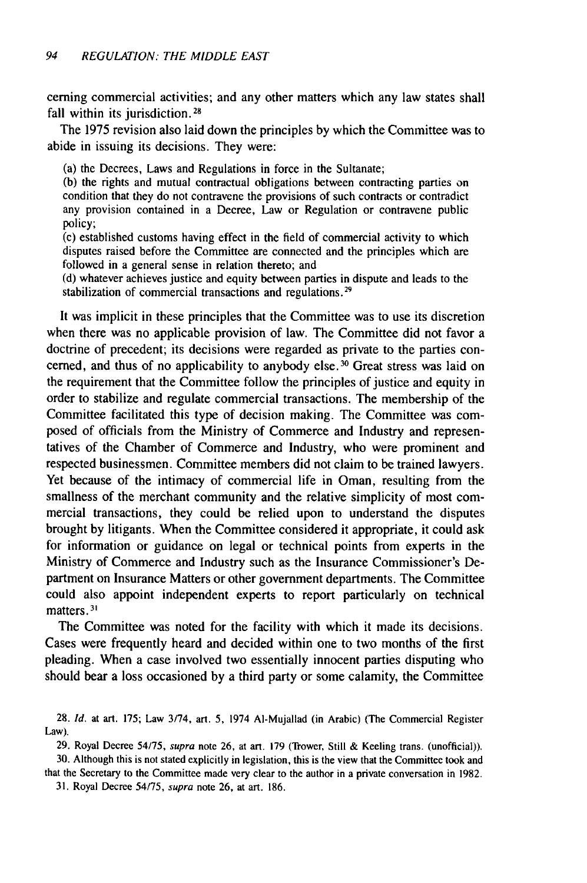cerning commercial activities; and any other matters which any law states shall fall within its jurisdiction.[28]

The 1975 revision also laid down the principles by which the Committee was to abide in issuing its decisions. They were:

> (a) the Decrees, Laws and Regulations in force in the Sultanate;
> (b) the rights and mutual contractual obligations between contracting parties on condition that they do not contravene the provisions of such contracts or contradict any provision contained in a Decree, Law or Regulation or contravene public policy;
> (c) established customs having effect in the field of commercial activity to which disputes raised before the Committee are connected and the principles which are followed in a general sense in relation thereto; and
> (d) whatever achieves justice and equity between parties in dispute and leads to the stabilization of commercial transactions and regulations.[29]

It was implicit in these principles that the Committee was to use its discretion when there was no applicable provision of law. The Committee did not favor a doctrine of precedent; its decisions were regarded as private to the parties concerned, and thus of no applicability to anybody else.[30] Great stress was laid on the requirement that the Committee follow the principles of justice and equity in order to stabilize and regulate commercial transactions. The membership of the Committee facilitated this type of decision making. The Committee was composed of officials from the Ministry of Commerce and Industry and representatives of the Chamber of Commerce and Industry, who were prominent and respected businessmen. Committee members did not claim to be trained lawyers. Yet because of the intimacy of commercial life in Oman, resulting from the smallness of the merchant community and the relative simplicity of most commercial transactions, they could be relied upon to understand the disputes brought by litigants. When the Committee considered it appropriate, it could ask for information or guidance on legal or technical points from experts in the Ministry of Commerce and Industry such as the Insurance Commissioner's Department on Insurance Matters or other government departments. The Committee could also appoint independent experts to report particularly on technical matters.[31]

The Committee was noted for the facility with which it made its decisions. Cases were frequently heard and decided within one to two months of the first pleading. When a case involved two essentially innocent parties disputing who should bear a loss occasioned by a third party or some calamity, the Committee

---

28. *Id.* at art. 175; Law 3/74, art. 5, 1974 Al-Mujallad (in Arabic) (The Commercial Register Law).

29. Royal Decree 54/75, *supra* note 26, at art. 179 (Trower, Still & Keeling trans. (unofficial)).

30. Although this is not stated explicitly in legislation, this is the view that the Committee took and that the Secretary to the Committee made very clear to the author in a private conversation in 1982.

31. Royal Decree 54/75, *supra* note 26, at art. 186.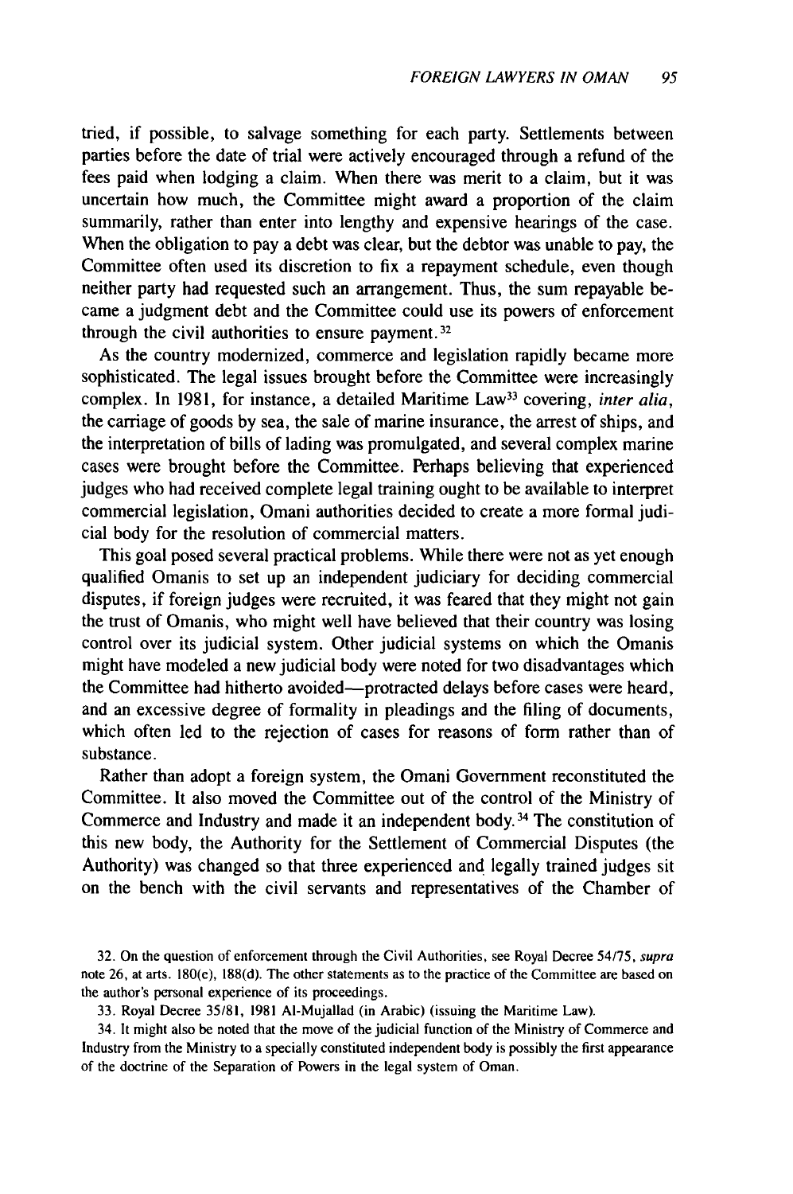tried, if possible, to salvage something for each party. Settlements between parties before the date of trial were actively encouraged through a refund of the fees paid when lodging a claim. When there was merit to a claim, but it was uncertain how much, the Committee might award a proportion of the claim summarily, rather than enter into lengthy and expensive hearings of the case. When the obligation to pay a debt was clear, but the debtor was unable to pay, the Committee often used its discretion to fix a repayment schedule, even though neither party had requested such an arrangement. Thus, the sum repayable became a judgment debt and the Committee could use its powers of enforcement through the civil authorities to ensure payment.[32]

As the country modernized, commerce and legislation rapidly became more sophisticated. The legal issues brought before the Committee were increasingly complex. In 1981, for instance, a detailed Maritime Law[33] covering, *inter alia*, the carriage of goods by sea, the sale of marine insurance, the arrest of ships, and the interpretation of bills of lading was promulgated, and several complex marine cases were brought before the Committee. Perhaps believing that experienced judges who had received complete legal training ought to be available to interpret commercial legislation, Omani authorities decided to create a more formal judicial body for the resolution of commercial matters.

This goal posed several practical problems. While there were not as yet enough qualified Omanis to set up an independent judiciary for deciding commercial disputes, if foreign judges were recruited, it was feared that they might not gain the trust of Omanis, who might well have believed that their country was losing control over its judicial system. Other judicial systems on which the Omanis might have modeled a new judicial body were noted for two disadvantages which the Committee had hitherto avoided—protracted delays before cases were heard, and an excessive degree of formality in pleadings and the filing of documents, which often led to the rejection of cases for reasons of form rather than of substance.

Rather than adopt a foreign system, the Omani Government reconstituted the Committee. It also moved the Committee out of the control of the Ministry of Commerce and Industry and made it an independent body.[34] The constitution of this new body, the Authority for the Settlement of Commercial Disputes (the Authority) was changed so that three experienced and legally trained judges sit on the bench with the civil servants and representatives of the Chamber of

32. On the question of enforcement through the Civil Authorities, see Royal Decree 54/75, *supra* note 26, at arts. 180(e), 188(d). The other statements as to the practice of the Committee are based on the author's personal experience of its proceedings.

33. Royal Decree 35/81, 1981 Al-Mujallad (in Arabic) (issuing the Maritime Law).

34. It might also be noted that the move of the judicial function of the Ministry of Commerce and Industry from the Ministry to a specially constituted independent body is possibly the first appearance of the doctrine of the Separation of Powers in the legal system of Oman.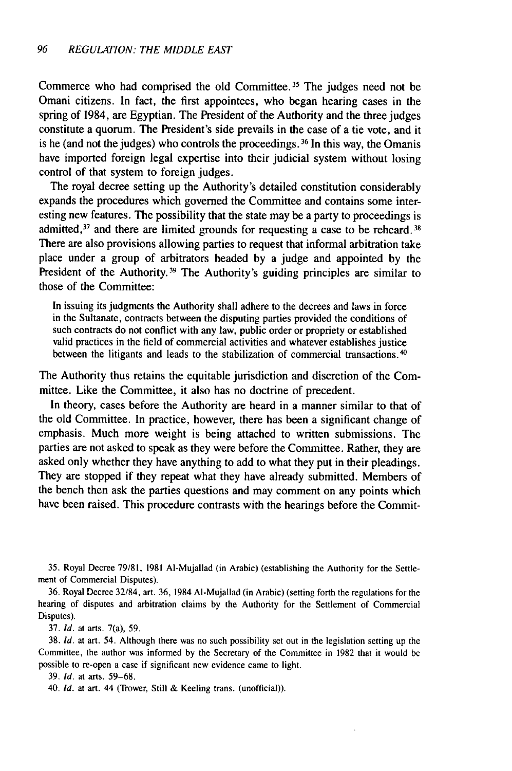Commerce who had comprised the old Committee.[35] The judges need not be Omani citizens. In fact, the first appointees, who began hearing cases in the spring of 1984, are Egyptian. The President of the Authority and the three judges constitute a quorum. The President's side prevails in the case of a tie vote, and it is he (and not the judges) who controls the proceedings.[36] In this way, the Omanis have imported foreign legal expertise into their judicial system without losing control of that system to foreign judges.

The royal decree setting up the Authority's detailed constitution considerably expands the procedures which governed the Committee and contains some interesting new features. The possibility that the state may be a party to proceedings is admitted,[37] and there are limited grounds for requesting a case to be reheard.[38] There are also provisions allowing parties to request that informal arbitration take place under a group of arbitrators headed by a judge and appointed by the President of the Authority.[39] The Authority's guiding principles are similar to those of the Committee:

> In issuing its judgments the Authority shall adhere to the decrees and laws in force in the Sultanate, contracts between the disputing parties provided the conditions of such contracts do not conflict with any law, public order or propriety or established valid practices in the field of commercial activities and whatever establishes justice between the litigants and leads to the stabilization of commercial transactions.[40]

The Authority thus retains the equitable jurisdiction and discretion of the Committee. Like the Committee, it also has no doctrine of precedent.

In theory, cases before the Authority are heard in a manner similar to that of the old Committee. In practice, however, there has been a significant change of emphasis. Much more weight is being attached to written submissions. The parties are not asked to speak as they were before the Committee. Rather, they are asked only whether they have anything to add to what they put in their pleadings. They are stopped if they repeat what they have already submitted. Members of the bench then ask the parties questions and may comment on any points which have been raised. This procedure contrasts with the hearings before the Commit-

35. Royal Decree 79/81, 1981 Al-Mujallad (in Arabic) (establishing the Authority for the Settlement of Commercial Disputes).

36. Royal Decree 32/84, art. 36, 1984 Al-Mujallad (in Arabic) (setting forth the regulations for the hearing of disputes and arbitration claims by the Authority for the Settlement of Commercial Disputes).

37. *Id.* at arts. 7(a), 59.

38. *Id.* at art. 54. Although there was no such possibility set out in the legislation setting up the Committee, the author was informed by the Secretary of the Committee in 1982 that it would be possible to re-open a case if significant new evidence came to light.

39. *Id.* at arts. 59–68.

40. *Id.* at art. 44 (Trower, Still & Keeling trans. (unofficial)).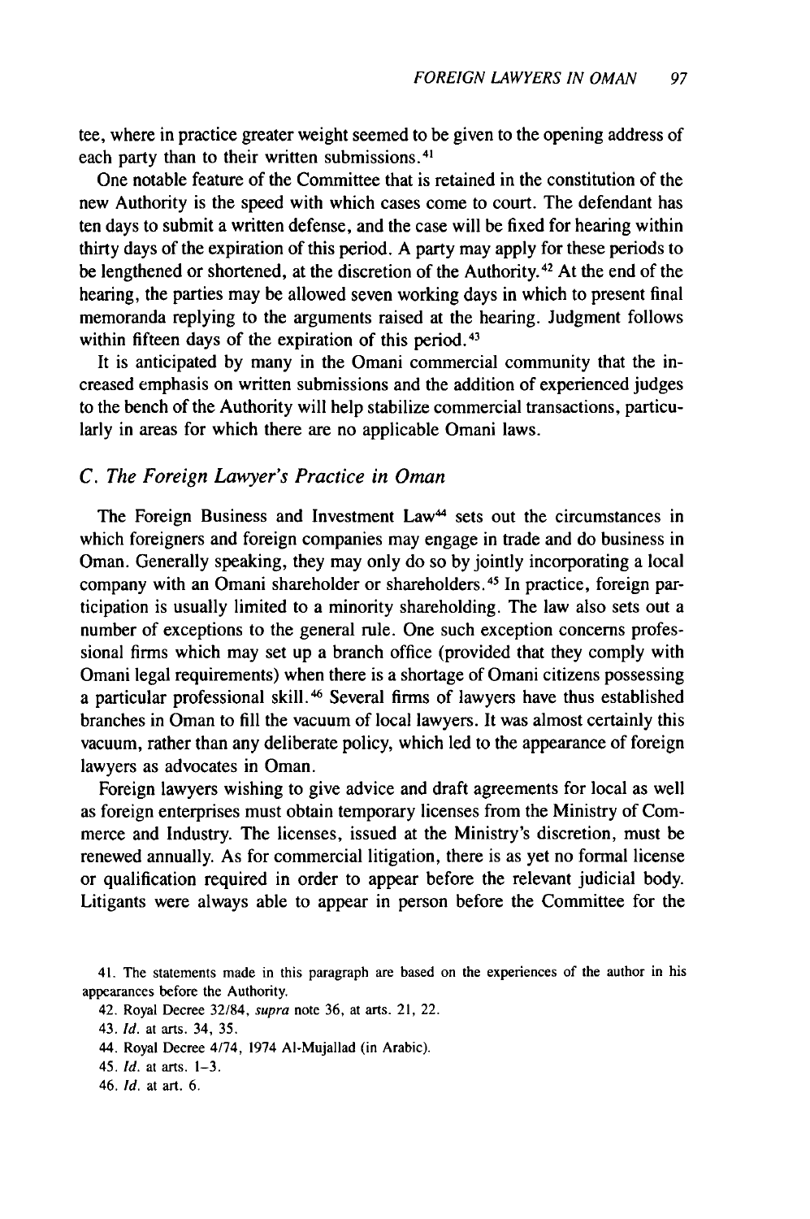tee, where in practice greater weight seemed to be given to the opening address of each party than to their written submissions.[41]

One notable feature of the Committee that is retained in the constitution of the new Authority is the speed with which cases come to court. The defendant has ten days to submit a written defense, and the case will be fixed for hearing within thirty days of the expiration of this period. A party may apply for these periods to be lengthened or shortened, at the discretion of the Authority.[42] At the end of the hearing, the parties may be allowed seven working days in which to present final memoranda replying to the arguments raised at the hearing. Judgment follows within fifteen days of the expiration of this period.[43]

It is anticipated by many in the Omani commercial community that the increased emphasis on written submissions and the addition of experienced judges to the bench of the Authority will help stabilize commercial transactions, particularly in areas for which there are no applicable Omani laws.

### *C. The Foreign Lawyer's Practice in Oman*

The Foreign Business and Investment Law[44] sets out the circumstances in which foreigners and foreign companies may engage in trade and do business in Oman. Generally speaking, they may only do so by jointly incorporating a local company with an Omani shareholder or shareholders.[45] In practice, foreign participation is usually limited to a minority shareholding. The law also sets out a number of exceptions to the general rule. One such exception concerns professional firms which may set up a branch office (provided that they comply with Omani legal requirements) when there is a shortage of Omani citizens possessing a particular professional skill.[46] Several firms of lawyers have thus established branches in Oman to fill the vacuum of local lawyers. It was almost certainly this vacuum, rather than any deliberate policy, which led to the appearance of foreign lawyers as advocates in Oman.

Foreign lawyers wishing to give advice and draft agreements for local as well as foreign enterprises must obtain temporary licenses from the Ministry of Commerce and Industry. The licenses, issued at the Ministry's discretion, must be renewed annually. As for commercial litigation, there is as yet no formal license or qualification required in order to appear before the relevant judicial body. Litigants were always able to appear in person before the Committee for the

41. The statements made in this paragraph are based on the experiences of the author in his appearances before the Authority.

42. Royal Decree 32/84, *supra* note 36, at arts. 21, 22.

43. *Id.* at arts. 34, 35.

44. Royal Decree 4/74, 1974 Al-Mujallad (in Arabic).

45. *Id.* at arts. 1–3.

46. *Id.* at art. 6.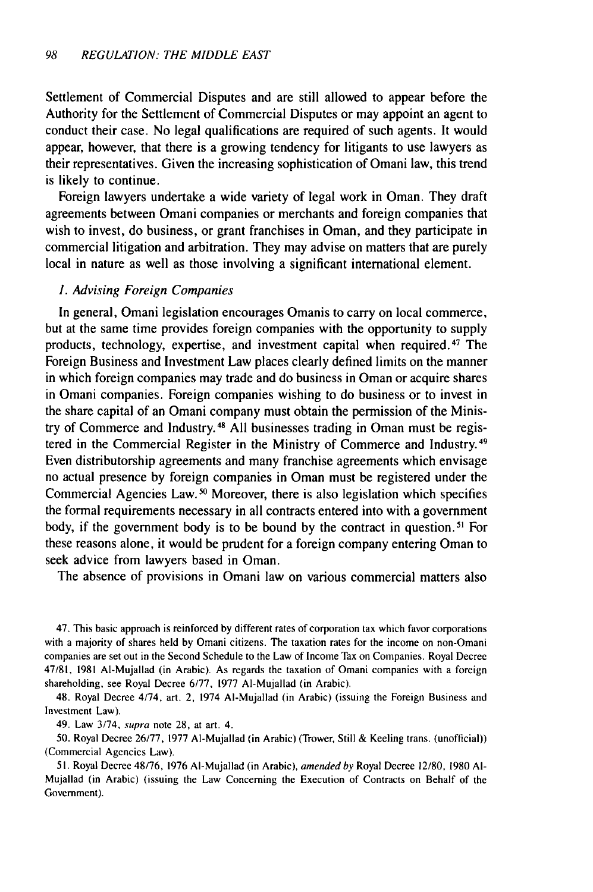Settlement of Commercial Disputes and are still allowed to appear before the Authority for the Settlement of Commercial Disputes or may appoint an agent to conduct their case. No legal qualifications are required of such agents. It would appear, however, that there is a growing tendency for litigants to use lawyers as their representatives. Given the increasing sophistication of Omani law, this trend is likely to continue.

Foreign lawyers undertake a wide variety of legal work in Oman. They draft agreements between Omani companies or merchants and foreign companies that wish to invest, do business, or grant franchises in Oman, and they participate in commercial litigation and arbitration. They may advise on matters that are purely local in nature as well as those involving a significant international element.

### *1. Advising Foreign Companies*

In general, Omani legislation encourages Omanis to carry on local commerce, but at the same time provides foreign companies with the opportunity to supply products, technology, expertise, and investment capital when required.[47] The Foreign Business and Investment Law places clearly defined limits on the manner in which foreign companies may trade and do business in Oman or acquire shares in Omani companies. Foreign companies wishing to do business or to invest in the share capital of an Omani company must obtain the permission of the Ministry of Commerce and Industry.[48] All businesses trading in Oman must be registered in the Commercial Register in the Ministry of Commerce and Industry.[49] Even distributorship agreements and many franchise agreements which envisage no actual presence by foreign companies in Oman must be registered under the Commercial Agencies Law.[50] Moreover, there is also legislation which specifies the formal requirements necessary in all contracts entered into with a government body, if the government body is to be bound by the contract in question.[51] For these reasons alone, it would be prudent for a foreign company entering Oman to seek advice from lawyers based in Oman.

The absence of provisions in Omani law on various commercial matters also

---

47. This basic approach is reinforced by different rates of corporation tax which favor corporations with a majority of shares held by Omani citizens. The taxation rates for the income on non-Omani companies are set out in the Second Schedule to the Law of Income Tax on Companies. Royal Decree 47/81, 1981 Al-Mujallad (in Arabic). As regards the taxation of Omani companies with a foreign shareholding, see Royal Decree 6/77, 1977 Al-Mujallad (in Arabic).

48. Royal Decree 4/74, art. 2, 1974 Al-Mujallad (in Arabic) (issuing the Foreign Business and Investment Law).

49. Law 3/74, *supra* note 28, at art. 4.

50. Royal Decree 26/77, 1977 Al-Mujallad (in Arabic) (Trower, Still & Keeling trans. (unofficial)) (Commercial Agencies Law).

51. Royal Decree 48/76, 1976 Al-Mujallad (in Arabic), *amended by* Royal Decree 12/80, 1980 Al-Mujallad (in Arabic) (issuing the Law Concerning the Execution of Contracts on Behalf of the Government).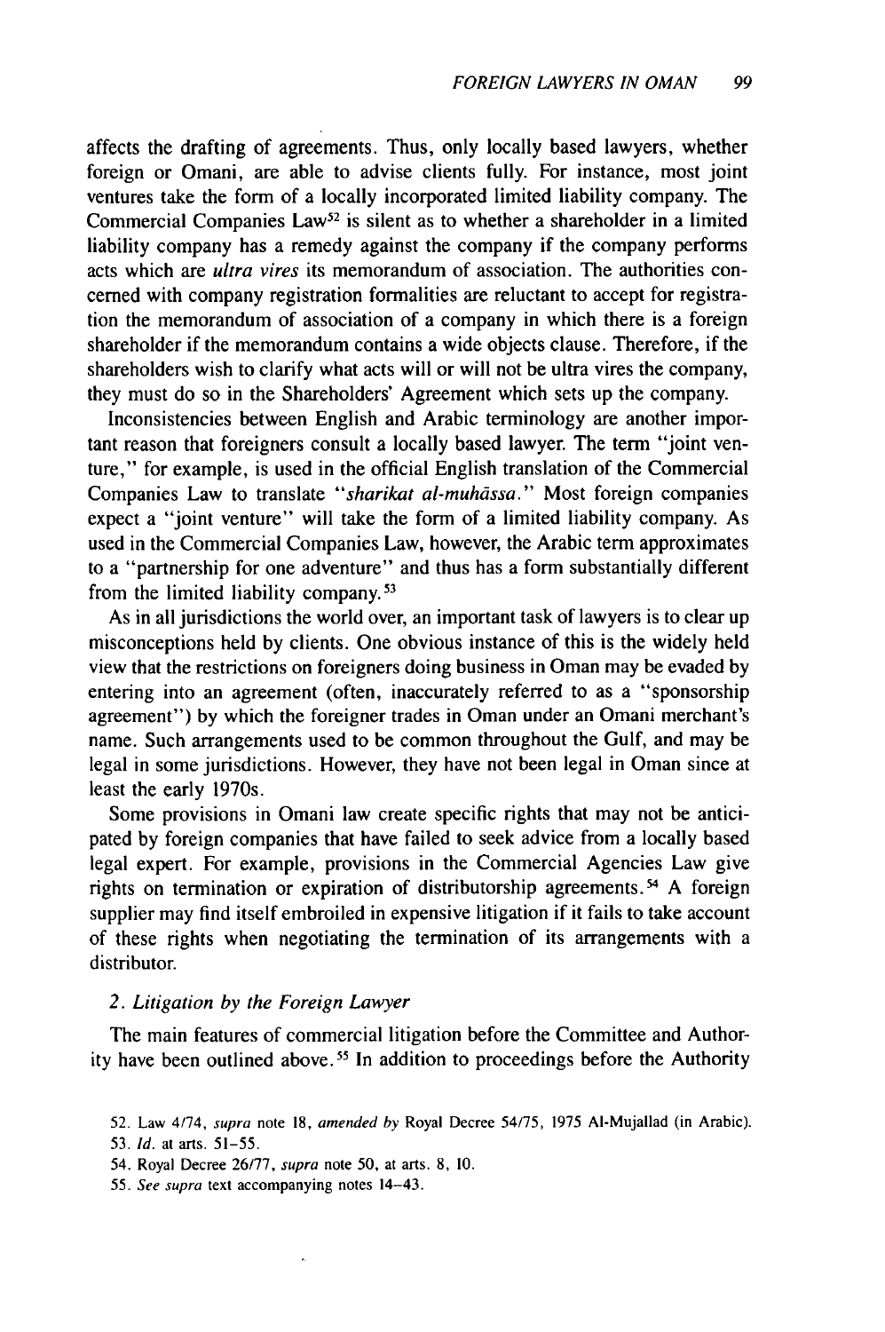affects the drafting of agreements. Thus, only locally based lawyers, whether foreign or Omani, are able to advise clients fully. For instance, most joint ventures take the form of a locally incorporated limited liability company. The Commercial Companies Law[52] is silent as to whether a shareholder in a limited liability company has a remedy against the company if the company performs acts which are *ultra vires* its memorandum of association. The authorities concerned with company registration formalities are reluctant to accept for registration the memorandum of association of a company in which there is a foreign shareholder if the memorandum contains a wide objects clause. Therefore, if the shareholders wish to clarify what acts will or will not be ultra vires the company, they must do so in the Shareholders' Agreement which sets up the company.

Inconsistencies between English and Arabic terminology are another important reason that foreigners consult a locally based lawyer. The term "joint venture," for example, is used in the official English translation of the Commercial Companies Law to translate "*sharikat al-muhāssa.*" Most foreign companies expect a "joint venture" will take the form of a limited liability company. As used in the Commercial Companies Law, however, the Arabic term approximates to a "partnership for one adventure" and thus has a form substantially different from the limited liability company.[53]

As in all jurisdictions the world over, an important task of lawyers is to clear up misconceptions held by clients. One obvious instance of this is the widely held view that the restrictions on foreigners doing business in Oman may be evaded by entering into an agreement (often, inaccurately referred to as a "sponsorship agreement") by which the foreigner trades in Oman under an Omani merchant's name. Such arrangements used to be common throughout the Gulf, and may be legal in some jurisdictions. However, they have not been legal in Oman since at least the early 1970s.

Some provisions in Omani law create specific rights that may not be anticipated by foreign companies that have failed to seek advice from a locally based legal expert. For example, provisions in the Commercial Agencies Law give rights on termination or expiration of distributorship agreements.[54] A foreign supplier may find itself embroiled in expensive litigation if it fails to take account of these rights when negotiating the termination of its arrangements with a distributor.

### 2. *Litigation by the Foreign Lawyer*

The main features of commercial litigation before the Committee and Authority have been outlined above.[55] In addition to proceedings before the Authority

52. Law 4/74, *supra* note 18, *amended by* Royal Decree 54/75, 1975 Al-Mujallad (in Arabic).

53. *Id.* at arts. 51–55.

54. Royal Decree 26/77, *supra* note 50, at arts. 8, 10.

55. *See supra* text accompanying notes 14–43.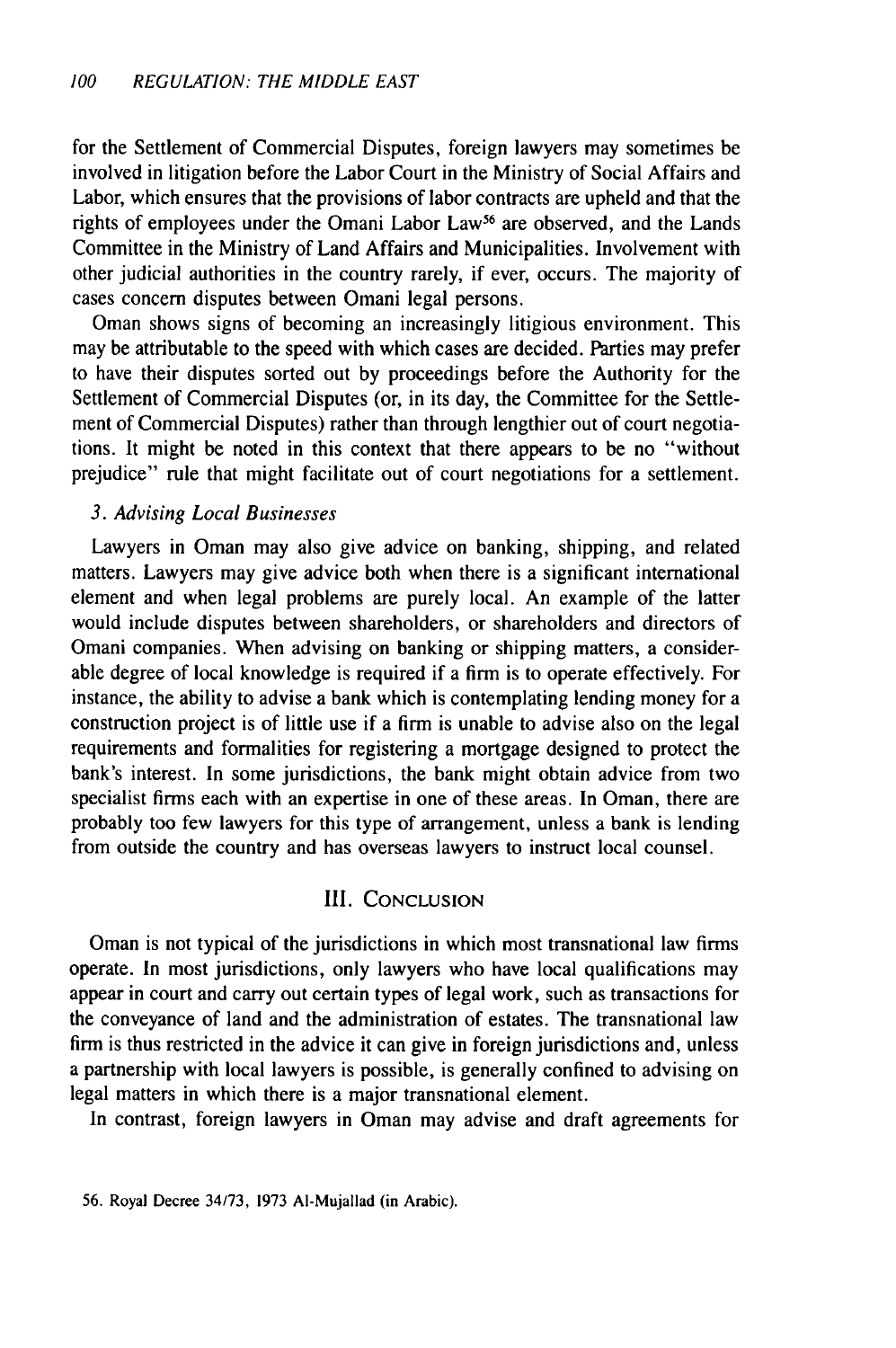for the Settlement of Commercial Disputes, foreign lawyers may sometimes be involved in litigation before the Labor Court in the Ministry of Social Affairs and Labor, which ensures that the provisions of labor contracts are upheld and that the rights of employees under the Omani Labor Law[56] are observed, and the Lands Committee in the Ministry of Land Affairs and Municipalities. Involvement with other judicial authorities in the country rarely, if ever, occurs. The majority of cases concern disputes between Omani legal persons.

Oman shows signs of becoming an increasingly litigious environment. This may be attributable to the speed with which cases are decided. Parties may prefer to have their disputes sorted out by proceedings before the Authority for the Settlement of Commercial Disputes (or, in its day, the Committee for the Settlement of Commercial Disputes) rather than through lengthier out of court negotiations. It might be noted in this context that there appears to be no "without prejudice" rule that might facilitate out of court negotiations for a settlement.

### 3. *Advising Local Businesses*

Lawyers in Oman may also give advice on banking, shipping, and related matters. Lawyers may give advice both when there is a significant international element and when legal problems are purely local. An example of the latter would include disputes between shareholders, or shareholders and directors of Omani companies. When advising on banking or shipping matters, a considerable degree of local knowledge is required if a firm is to operate effectively. For instance, the ability to advise a bank which is contemplating lending money for a construction project is of little use if a firm is unable to advise also on the legal requirements and formalities for registering a mortgage designed to protect the bank's interest. In some jurisdictions, the bank might obtain advice from two specialist firms each with an expertise in one of these areas. In Oman, there are probably too few lawyers for this type of arrangement, unless a bank is lending from outside the country and has overseas lawyers to instruct local counsel.

## III. Conclusion

Oman is not typical of the jurisdictions in which most transnational law firms operate. In most jurisdictions, only lawyers who have local qualifications may appear in court and carry out certain types of legal work, such as transactions for the conveyance of land and the administration of estates. The transnational law firm is thus restricted in the advice it can give in foreign jurisdictions and, unless a partnership with local lawyers is possible, is generally confined to advising on legal matters in which there is a major transnational element.

In contrast, foreign lawyers in Oman may advise and draft agreements for

56. Royal Decree 34/73, 1973 Al-Mujallad (in Arabic).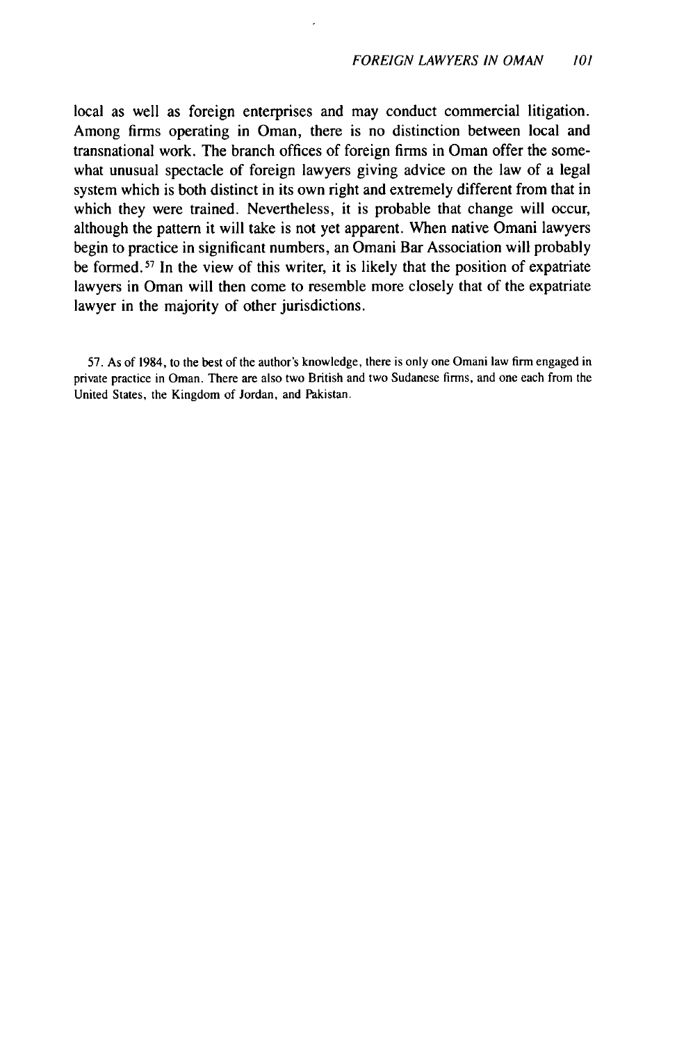local as well as foreign enterprises and may conduct commercial litigation. Among firms operating in Oman, there is no distinction between local and transnational work. The branch offices of foreign firms in Oman offer the somewhat unusual spectacle of foreign lawyers giving advice on the law of a legal system which is both distinct in its own right and extremely different from that in which they were trained. Nevertheless, it is probable that change will occur, although the pattern it will take is not yet apparent. When native Omani lawyers begin to practice in significant numbers, an Omani Bar Association will probably be formed.[57] In the view of this writer, it is likely that the position of expatriate lawyers in Oman will then come to resemble more closely that of the expatriate lawyer in the majority of other jurisdictions.

57. As of 1984, to the best of the author's knowledge, there is only one Omani law firm engaged in private practice in Oman. There are also two British and two Sudanese firms, and one each from the United States, the Kingdom of Jordan, and Pakistan.